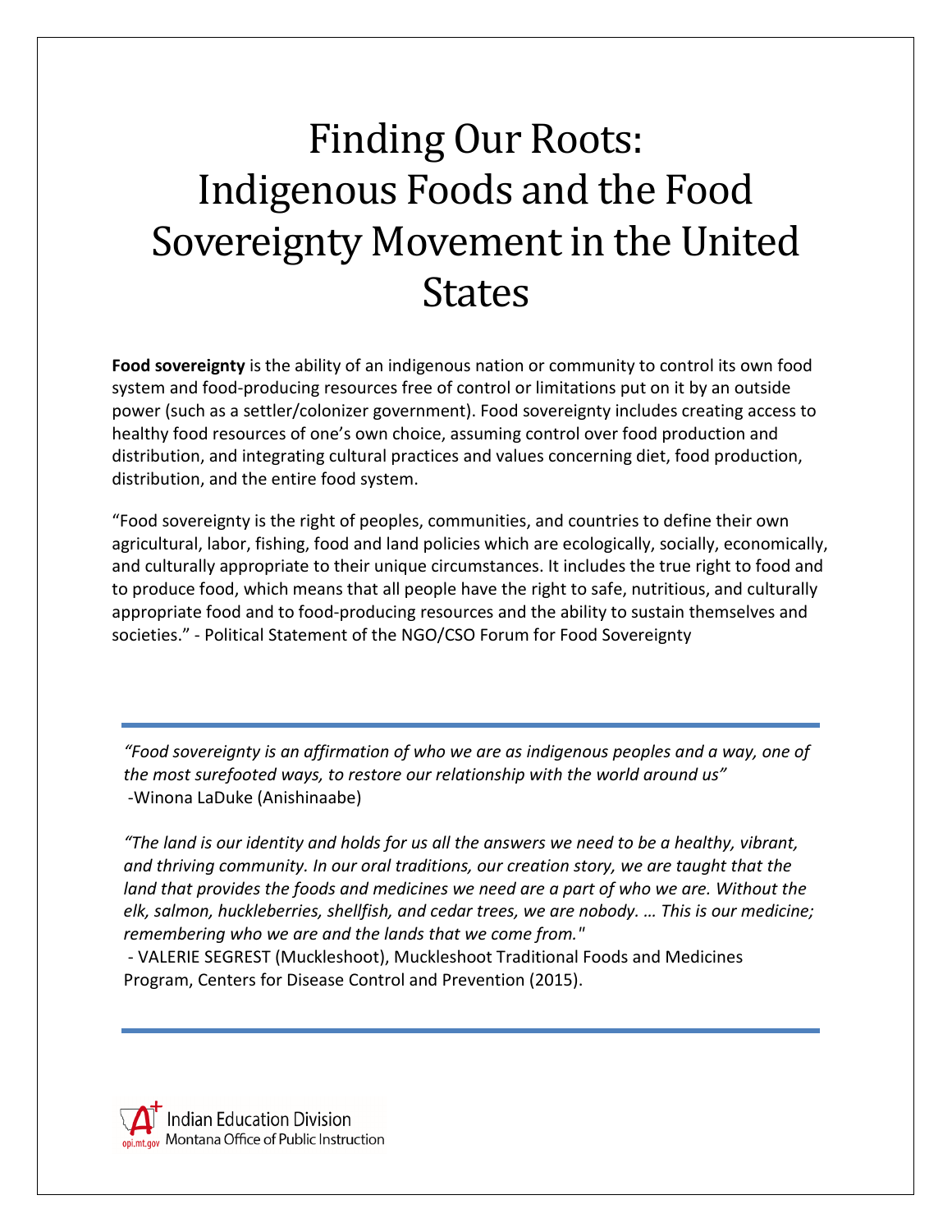# Finding Our Roots: Indigenous Foods and the Food Sovereignty Movement in the United States

**Food sovereignty** is the ability of an indigenous nation or community to control its own food system and food-producing resources free of control or limitations put on it by an outside power (such as a settler/colonizer government). Food sovereignty includes creating access to healthy food resources of one's own choice, assuming control over food production and distribution, and integrating cultural practices and values concerning diet, food production, distribution, and the entire food system.

"Food sovereignty is the right of peoples, communities, and countries to define their own agricultural, labor, fishing, food and land policies which are ecologically, socially, economically, and culturally appropriate to their unique circumstances. It includes the true right to food and to produce food, which means that all people have the right to safe, nutritious, and culturally appropriate food and to food-producing resources and the ability to sustain themselves and societies." - Political Statement of the NGO/CSO Forum for Food Sovereignty

---

*"Food sovereignty is an affirmation of who we are as indigenous peoples and a way, one of the most surefooted ways, to restore our relationship with the world around us"*
-Winona LaDuke (Anishinaabe)

*"The land is our identity and holds for us all the answers we need to be a healthy, vibrant, and thriving community. In our oral traditions, our creation story, we are taught that the land that provides the foods and medicines we need are a part of who we are. Without the elk, salmon, huckleberries, shellfish, and cedar trees, we are nobody. … This is our medicine; remembering who we are and the lands that we come from."*
- VALERIE SEGREST (Muckleshoot), Muckleshoot Traditional Foods and Medicines Program, Centers for Disease Control and Prevention (2015).

---

Indian Education Division
Montana Office of Public Instruction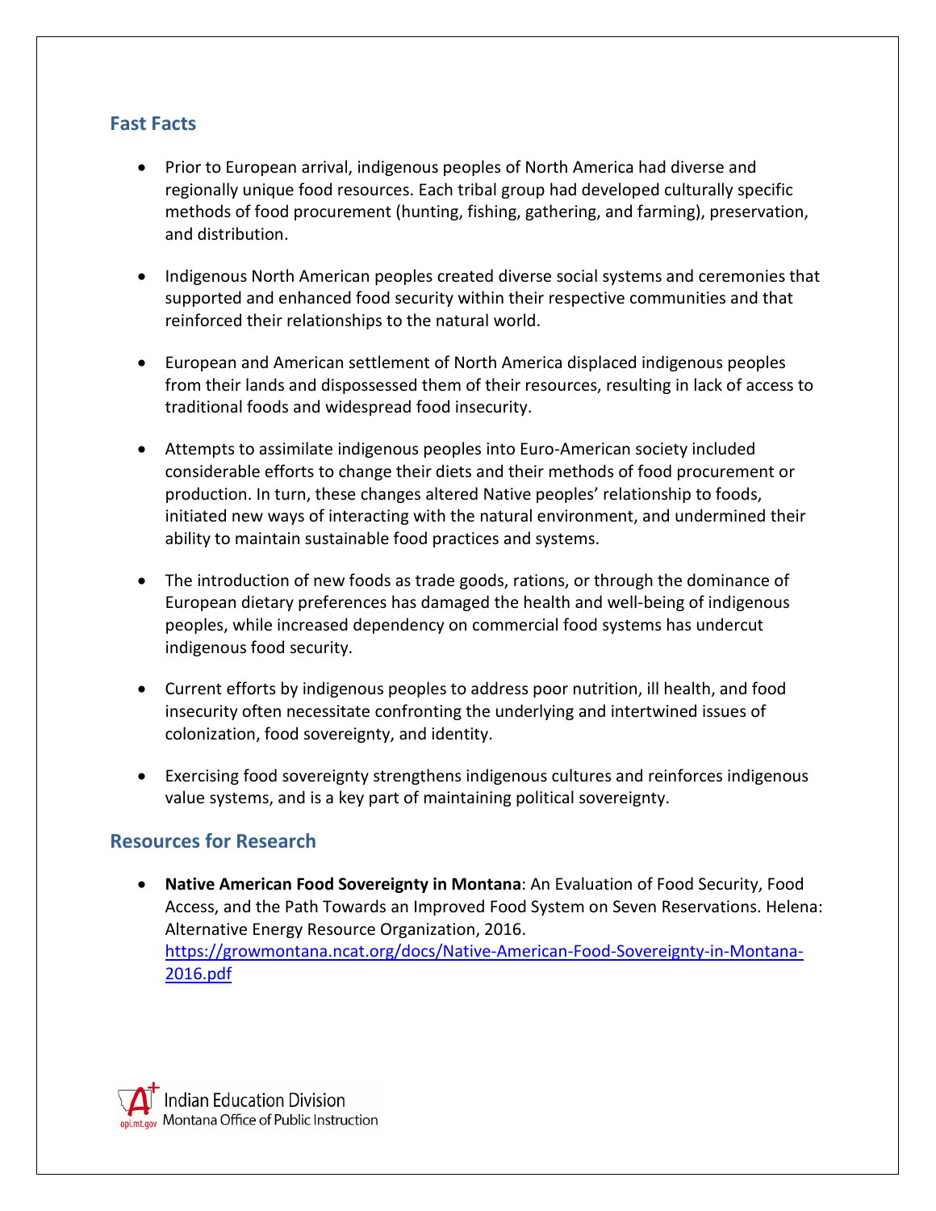## Fast Facts

- Prior to European arrival, indigenous peoples of North America had diverse and regionally unique food resources. Each tribal group had developed culturally specific methods of food procurement (hunting, fishing, gathering, and farming), preservation, and distribution.

- Indigenous North American peoples created diverse social systems and ceremonies that supported and enhanced food security within their respective communities and that reinforced their relationships to the natural world.

- European and American settlement of North America displaced indigenous peoples from their lands and dispossessed them of their resources, resulting in lack of access to traditional foods and widespread food insecurity.

- Attempts to assimilate indigenous peoples into Euro-American society included considerable efforts to change their diets and their methods of food procurement or production. In turn, these changes altered Native peoples' relationship to foods, initiated new ways of interacting with the natural environment, and undermined their ability to maintain sustainable food practices and systems.

- The introduction of new foods as trade goods, rations, or through the dominance of European dietary preferences has damaged the health and well-being of indigenous peoples, while increased dependency on commercial food systems has undercut indigenous food security.

- Current efforts by indigenous peoples to address poor nutrition, ill health, and food insecurity often necessitate confronting the underlying and intertwined issues of colonization, food sovereignty, and identity.

- Exercising food sovereignty strengthens indigenous cultures and reinforces indigenous value systems, and is a key part of maintaining political sovereignty.

## Resources for Research

- **Native American Food Sovereignty in Montana**: An Evaluation of Food Security, Food Access, and the Path Towards an Improved Food System on Seven Reservations. Helena: Alternative Energy Resource Organization, 2016. https://growmontana.ncat.org/docs/Native-American-Food-Sovereignty-in-Montana-2016.pdf

Indian Education Division
Montana Office of Public Instruction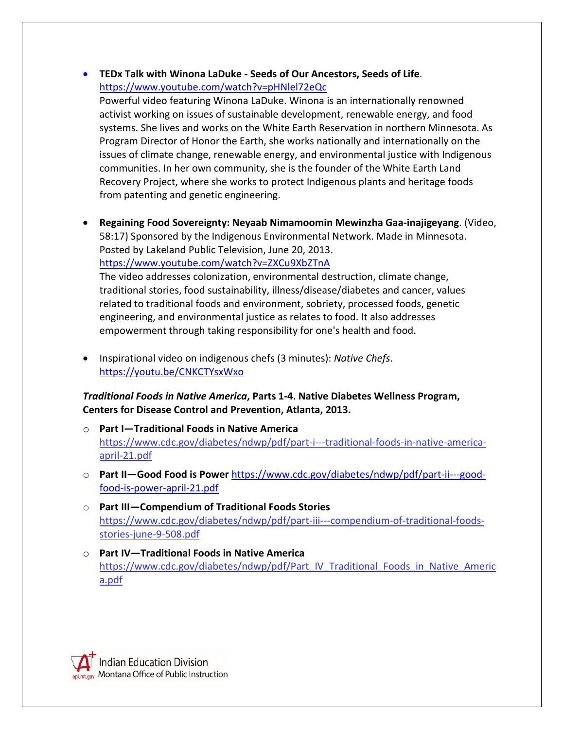- **TEDx Talk with Winona LaDuke - Seeds of Our Ancestors, Seeds of Life**. https://www.youtube.com/watch?v=pHNlel72eQc
  Powerful video featuring Winona LaDuke. Winona is an internationally renowned activist working on issues of sustainable development, renewable energy, and food systems. She lives and works on the White Earth Reservation in northern Minnesota. As Program Director of Honor the Earth, she works nationally and internationally on the issues of climate change, renewable energy, and environmental justice with Indigenous communities. In her own community, she is the founder of the White Earth Land Recovery Project, where she works to protect Indigenous plants and heritage foods from patenting and genetic engineering.

- **Regaining Food Sovereignty: Neyaab Nimamoomin Mewinzha Gaa-inajigeyang**. (Video, 58:17) Sponsored by the Indigenous Environmental Network. Made in Minnesota. Posted by Lakeland Public Television, June 20, 2013. https://www.youtube.com/watch?v=ZXCu9XbZTnA
  The video addresses colonization, environmental destruction, climate change, traditional stories, food sustainability, illness/disease/diabetes and cancer, values related to traditional foods and environment, sobriety, processed foods, genetic engineering, and environmental justice as relates to food. It also addresses empowerment through taking responsibility for one's health and food.

- Inspirational video on indigenous chefs (3 minutes): *Native Chefs*. https://youtu.be/CNKCTYsxWxo

***Traditional Foods in Native America*, Parts 1-4. Native Diabetes Wellness Program, Centers for Disease Control and Prevention, Atlanta, 2013.**

- **Part I—Traditional Foods in Native America** https://www.cdc.gov/diabetes/ndwp/pdf/part-i---traditional-foods-in-native-america-april-21.pdf
- **Part II—Good Food is Power** https://www.cdc.gov/diabetes/ndwp/pdf/part-ii---good-food-is-power-april-21.pdf
- **Part III—Compendium of Traditional Foods Stories** https://www.cdc.gov/diabetes/ndwp/pdf/part-iii---compendium-of-traditional-foods-stories-june-9-508.pdf
- **Part IV—Traditional Foods in Native America** https://www.cdc.gov/diabetes/ndwp/pdf/Part_IV_Traditional_Foods_in_Native_America.pdf